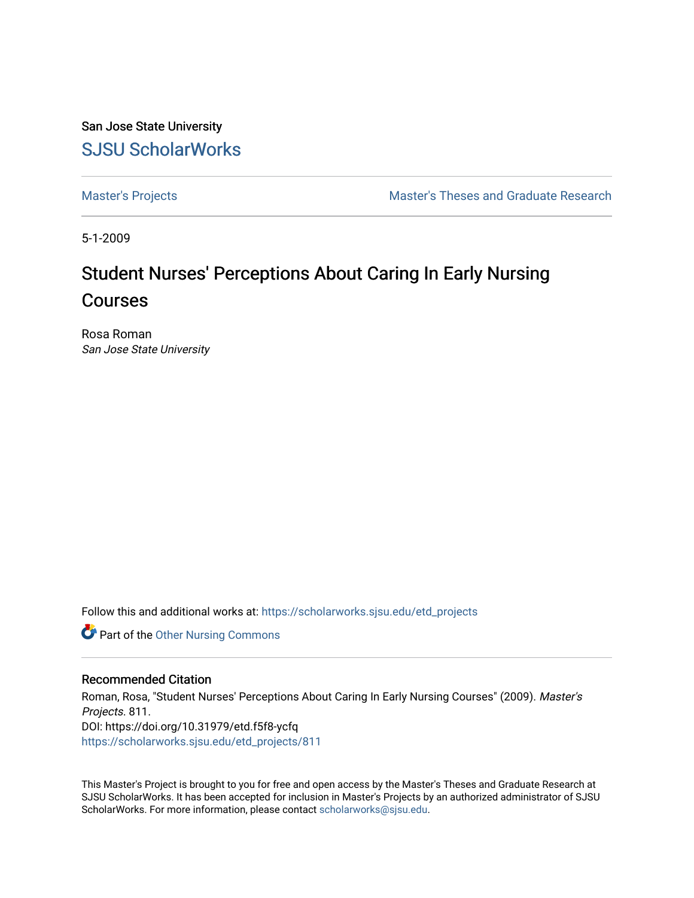San Jose State University

SJSU ScholarWorks

Master's Projects | Master's Theses and Graduate Research

5-1-2009

# Student Nurses' Perceptions About Caring In Early Nursing Courses

Rosa Roman
*San Jose State University*

Follow this and additional works at: https://scholarworks.sjsu.edu/etd_projects

Part of the Other Nursing Commons

## Recommended Citation

Roman, Rosa, "Student Nurses' Perceptions About Caring In Early Nursing Courses" (2009). *Master's Projects*. 811.
DOI: https://doi.org/10.31979/etd.f5f8-ycfq
https://scholarworks.sjsu.edu/etd_projects/811

This Master's Project is brought to you for free and open access by the Master's Theses and Graduate Research at SJSU ScholarWorks. It has been accepted for inclusion in Master's Projects by an authorized administrator of SJSU ScholarWorks. For more information, please contact scholarworks@sjsu.edu.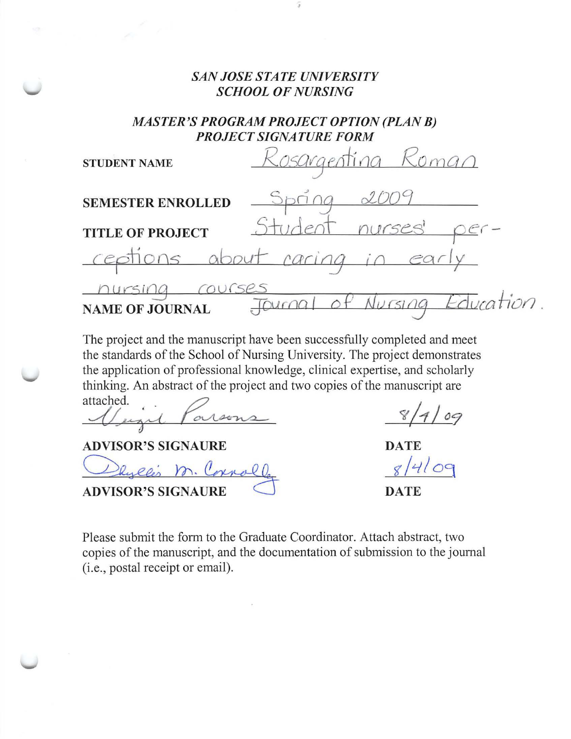*SAN JOSE STATE UNIVERSITY*
*SCHOOL OF NURSING*

*MASTER'S PROGRAM PROJECT OPTION (PLAN B)*
***PROJECT SIGNATURE FORM***

**STUDENT NAME** Rosargentina Roman

**SEMESTER ENROLLED** Spring 2009

**TITLE OF PROJECT** Student nurses' perceptions about caring in early nursing courses

**NAME OF JOURNAL** Journal of Nursing Education.

The project and the manuscript have been successfully completed and meet the standards of the School of Nursing University. The project demonstrates the application of professional knowledge, clinical expertise, and scholarly thinking. An abstract of the project and two copies of the manuscript are attached.

Virgil Parsons — 8/4/09

**ADVISOR'S SIGNAURE** — **DATE**

Deyeli M. Connolly — 8/4/09

**ADVISOR'S SIGNAURE** — **DATE**

Please submit the form to the Graduate Coordinator. Attach abstract, two copies of the manuscript, and the documentation of submission to the journal (i.e., postal receipt or email).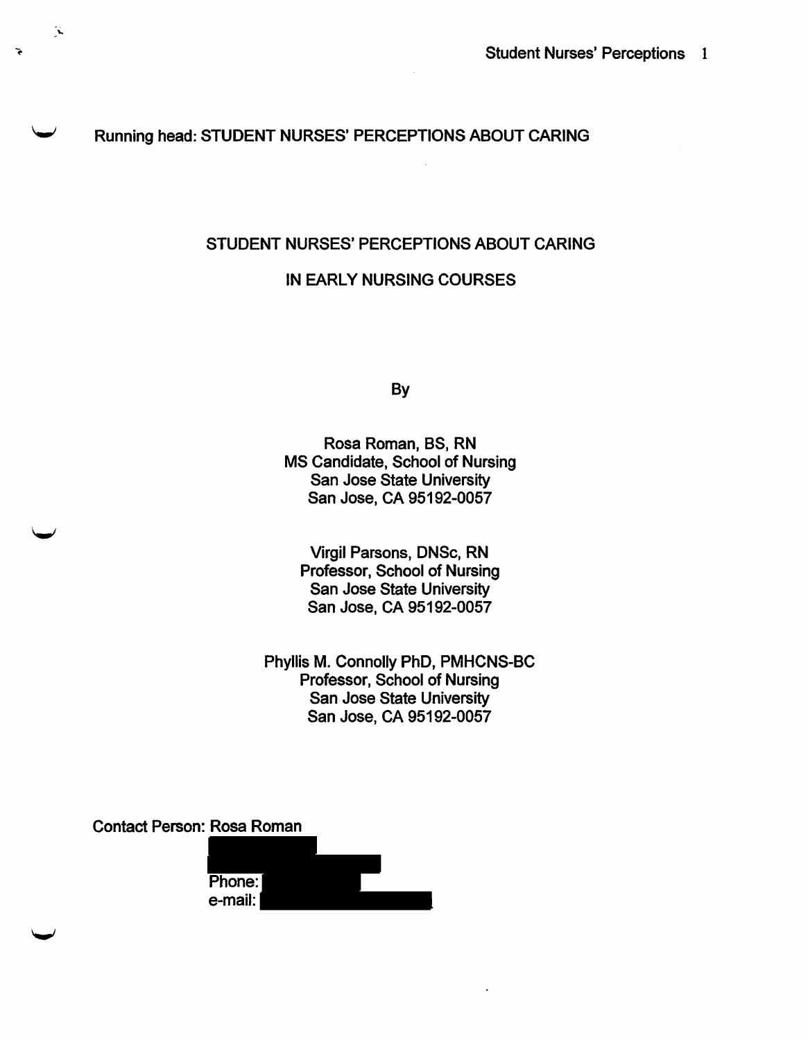Running head: STUDENT NURSES' PERCEPTIONS ABOUT CARING

# STUDENT NURSES' PERCEPTIONS ABOUT CARING IN EARLY NURSING COURSES

By

Rosa Roman, BS, RN
MS Candidate, School of Nursing
San Jose State University
San Jose, CA 95192-0057

Virgil Parsons, DNSc, RN
Professor, School of Nursing
San Jose State University
San Jose, CA 95192-0057

Phyllis M. Connolly PhD, PMHCNS-BC
Professor, School of Nursing
San Jose State University
San Jose, CA 95192-0057

Contact Person: Rosa Roman

Phone:
e-mail: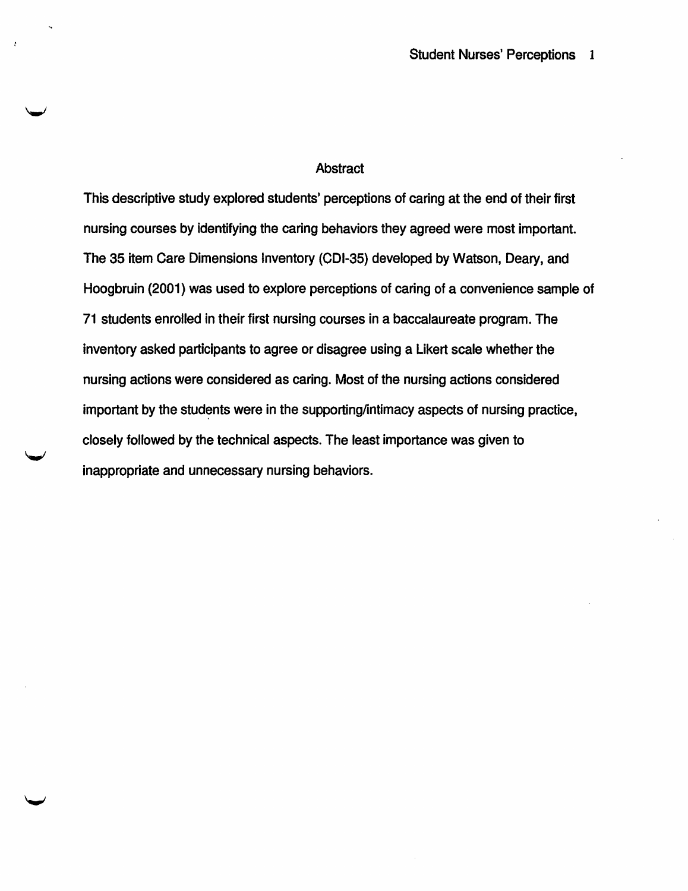## Abstract

This descriptive study explored students' perceptions of caring at the end of their first nursing courses by identifying the caring behaviors they agreed were most important. The 35 item Care Dimensions Inventory (CDI-35) developed by Watson, Deary, and Hoogbruin (2001) was used to explore perceptions of caring of a convenience sample of 71 students enrolled in their first nursing courses in a baccalaureate program. The inventory asked participants to agree or disagree using a Likert scale whether the nursing actions were considered as caring. Most of the nursing actions considered important by the students were in the supporting/intimacy aspects of nursing practice, closely followed by the technical aspects. The least importance was given to inappropriate and unnecessary nursing behaviors.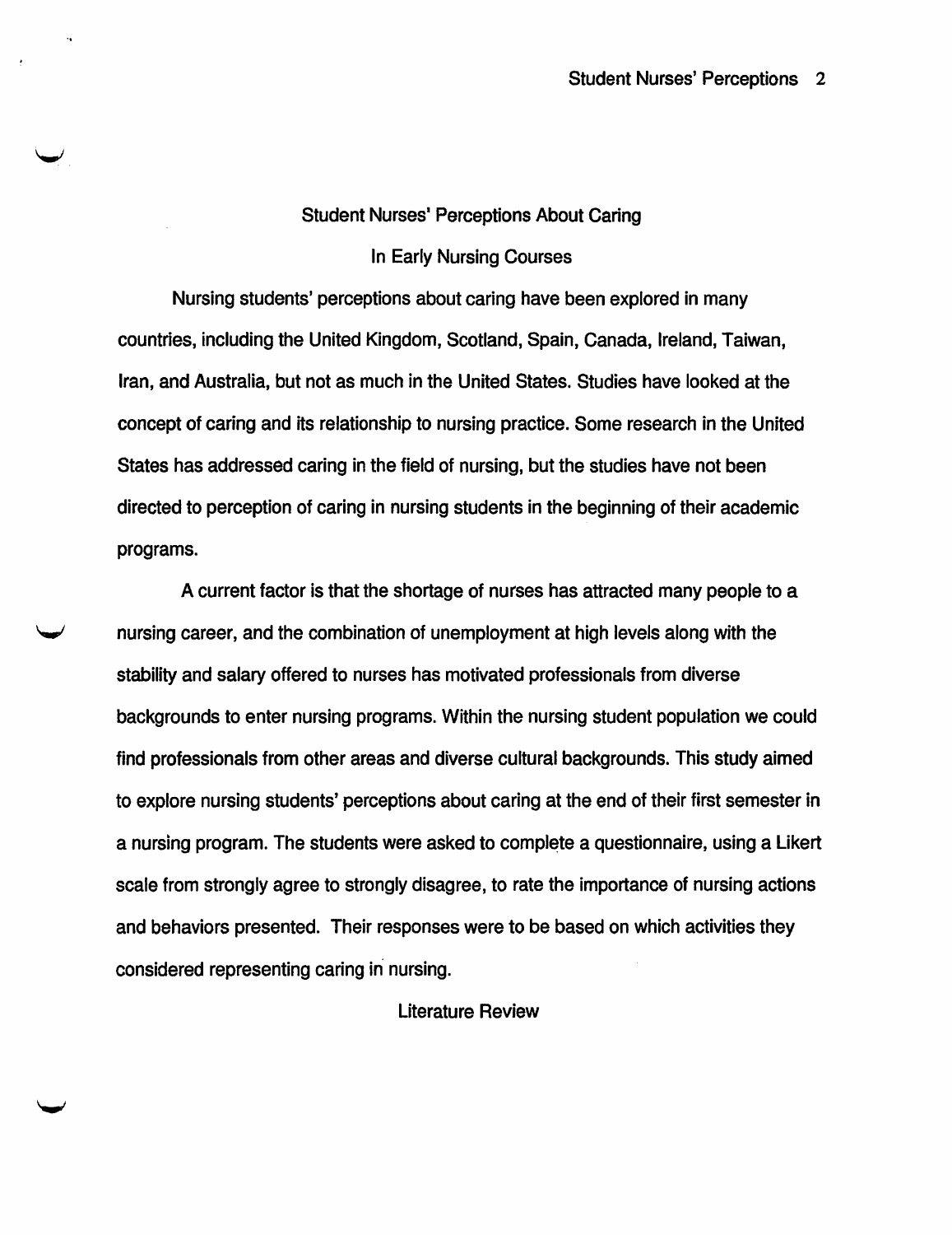# Student Nurses' Perceptions About Caring In Early Nursing Courses

Nursing students' perceptions about caring have been explored in many countries, including the United Kingdom, Scotland, Spain, Canada, Ireland, Taiwan, Iran, and Australia, but not as much in the United States. Studies have looked at the concept of caring and its relationship to nursing practice. Some research in the United States has addressed caring in the field of nursing, but the studies have not been directed to perception of caring in nursing students in the beginning of their academic programs.

A current factor is that the shortage of nurses has attracted many people to a nursing career, and the combination of unemployment at high levels along with the stability and salary offered to nurses has motivated professionals from diverse backgrounds to enter nursing programs. Within the nursing student population we could find professionals from other areas and diverse cultural backgrounds. This study aimed to explore nursing students' perceptions about caring at the end of their first semester in a nursing program. The students were asked to complete a questionnaire, using a Likert scale from strongly agree to strongly disagree, to rate the importance of nursing actions and behaviors presented. Their responses were to be based on which activities they considered representing caring in nursing.

## Literature Review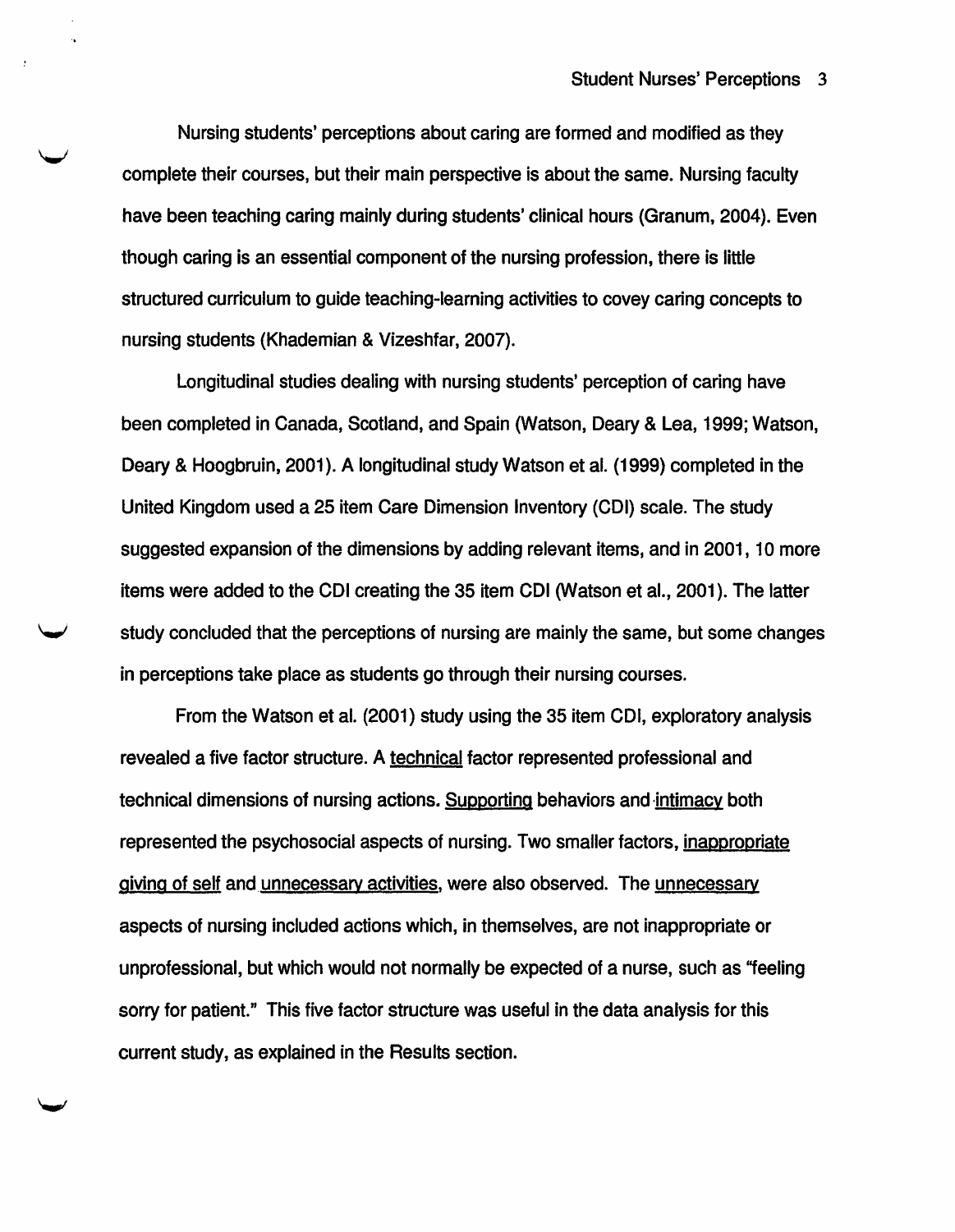Nursing students' perceptions about caring are formed and modified as they complete their courses, but their main perspective is about the same. Nursing faculty have been teaching caring mainly during students' clinical hours (Granum, 2004). Even though caring is an essential component of the nursing profession, there is little structured curriculum to guide teaching-learning activities to covey caring concepts to nursing students (Khademian & Vizeshfar, 2007).

Longitudinal studies dealing with nursing students' perception of caring have been completed in Canada, Scotland, and Spain (Watson, Deary & Lea, 1999; Watson, Deary & Hoogbruin, 2001). A longitudinal study Watson et al. (1999) completed in the United Kingdom used a 25 item Care Dimension Inventory (CDI) scale. The study suggested expansion of the dimensions by adding relevant items, and in 2001, 10 more items were added to the CDI creating the 35 item CDI (Watson et al., 2001). The latter study concluded that the perceptions of nursing are mainly the same, but some changes in perceptions take place as students go through their nursing courses.

From the Watson et al. (2001) study using the 35 item CDI, exploratory analysis revealed a five factor structure. A <u>technical</u> factor represented professional and technical dimensions of nursing actions. <u>Supporting</u> behaviors and <u>intimacy</u> both represented the psychosocial aspects of nursing. Two smaller factors, <u>inappropriate giving of self</u> and <u>unnecessary activities</u>, were also observed. The <u>unnecessary</u> aspects of nursing included actions which, in themselves, are not inappropriate or unprofessional, but which would not normally be expected of a nurse, such as "feeling sorry for patient." This five factor structure was useful in the data analysis for this current study, as explained in the Results section.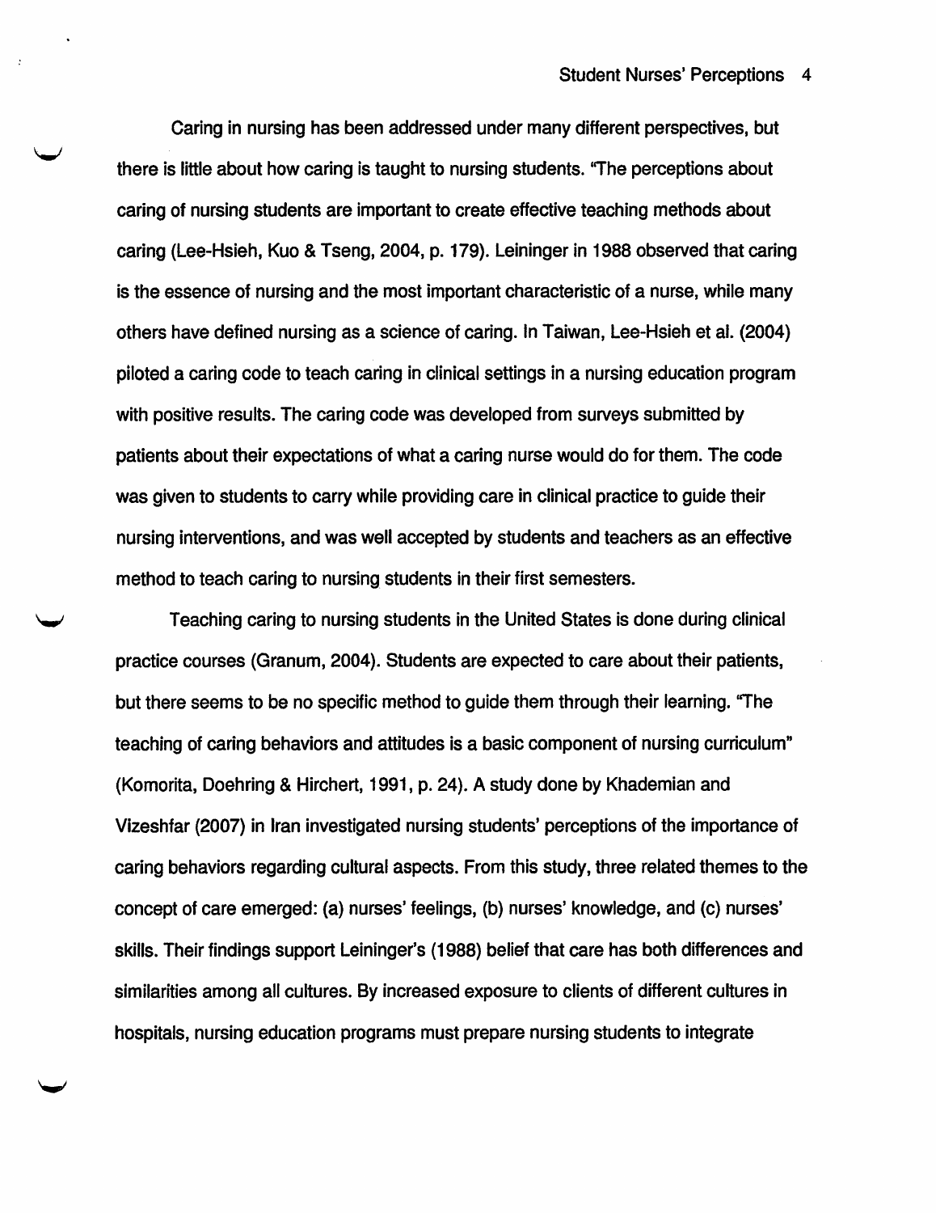Caring in nursing has been addressed under many different perspectives, but there is little about how caring is taught to nursing students. "The perceptions about caring of nursing students are important to create effective teaching methods about caring (Lee-Hsieh, Kuo & Tseng, 2004, p. 179). Leininger in 1988 observed that caring is the essence of nursing and the most important characteristic of a nurse, while many others have defined nursing as a science of caring. In Taiwan, Lee-Hsieh et al. (2004) piloted a caring code to teach caring in clinical settings in a nursing education program with positive results. The caring code was developed from surveys submitted by patients about their expectations of what a caring nurse would do for them. The code was given to students to carry while providing care in clinical practice to guide their nursing interventions, and was well accepted by students and teachers as an effective method to teach caring to nursing students in their first semesters.

Teaching caring to nursing students in the United States is done during clinical practice courses (Granum, 2004). Students are expected to care about their patients, but there seems to be no specific method to guide them through their learning. "The teaching of caring behaviors and attitudes is a basic component of nursing curriculum" (Komorita, Doehring & Hirchert, 1991, p. 24). A study done by Khademian and Vizeshfar (2007) in Iran investigated nursing students' perceptions of the importance of caring behaviors regarding cultural aspects. From this study, three related themes to the concept of care emerged: (a) nurses' feelings, (b) nurses' knowledge, and (c) nurses' skills. Their findings support Leininger's (1988) belief that care has both differences and similarities among all cultures. By increased exposure to clients of different cultures in hospitals, nursing education programs must prepare nursing students to integrate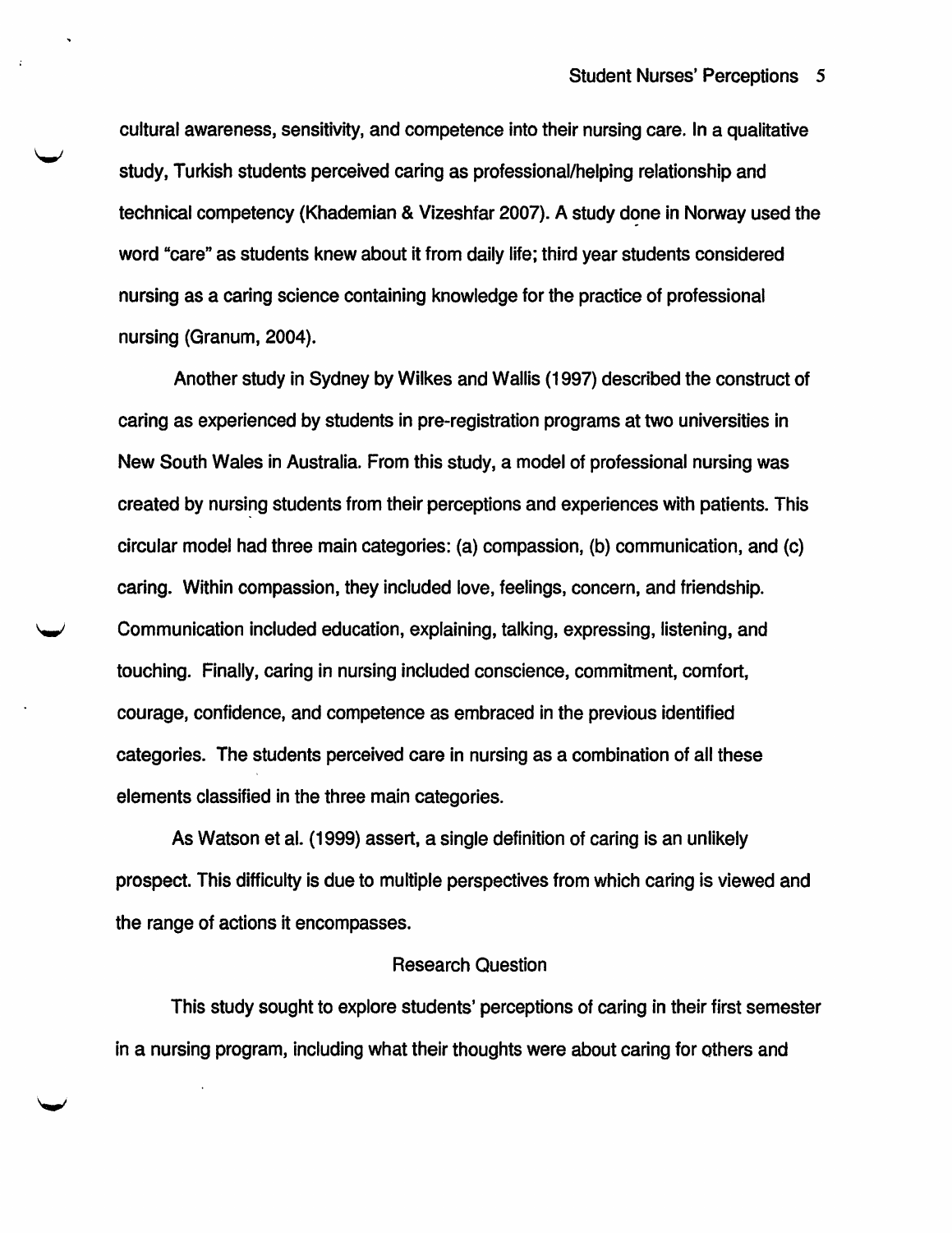cultural awareness, sensitivity, and competence into their nursing care. In a qualitative study, Turkish students perceived caring as professional/helping relationship and technical competency (Khademian & Vizeshfar 2007). A study done in Norway used the word "care" as students knew about it from daily life; third year students considered nursing as a caring science containing knowledge for the practice of professional nursing (Granum, 2004).

Another study in Sydney by Wilkes and Wallis (1997) described the construct of caring as experienced by students in pre-registration programs at two universities in New South Wales in Australia. From this study, a model of professional nursing was created by nursing students from their perceptions and experiences with patients. This circular model had three main categories: (a) compassion, (b) communication, and (c) caring. Within compassion, they included love, feelings, concern, and friendship. Communication included education, explaining, talking, expressing, listening, and touching. Finally, caring in nursing included conscience, commitment, comfort, courage, confidence, and competence as embraced in the previous identified categories. The students perceived care in nursing as a combination of all these elements classified in the three main categories.

As Watson et al. (1999) assert, a single definition of caring is an unlikely prospect. This difficulty is due to multiple perspectives from which caring is viewed and the range of actions it encompasses.

## Research Question

This study sought to explore students' perceptions of caring in their first semester in a nursing program, including what their thoughts were about caring for others and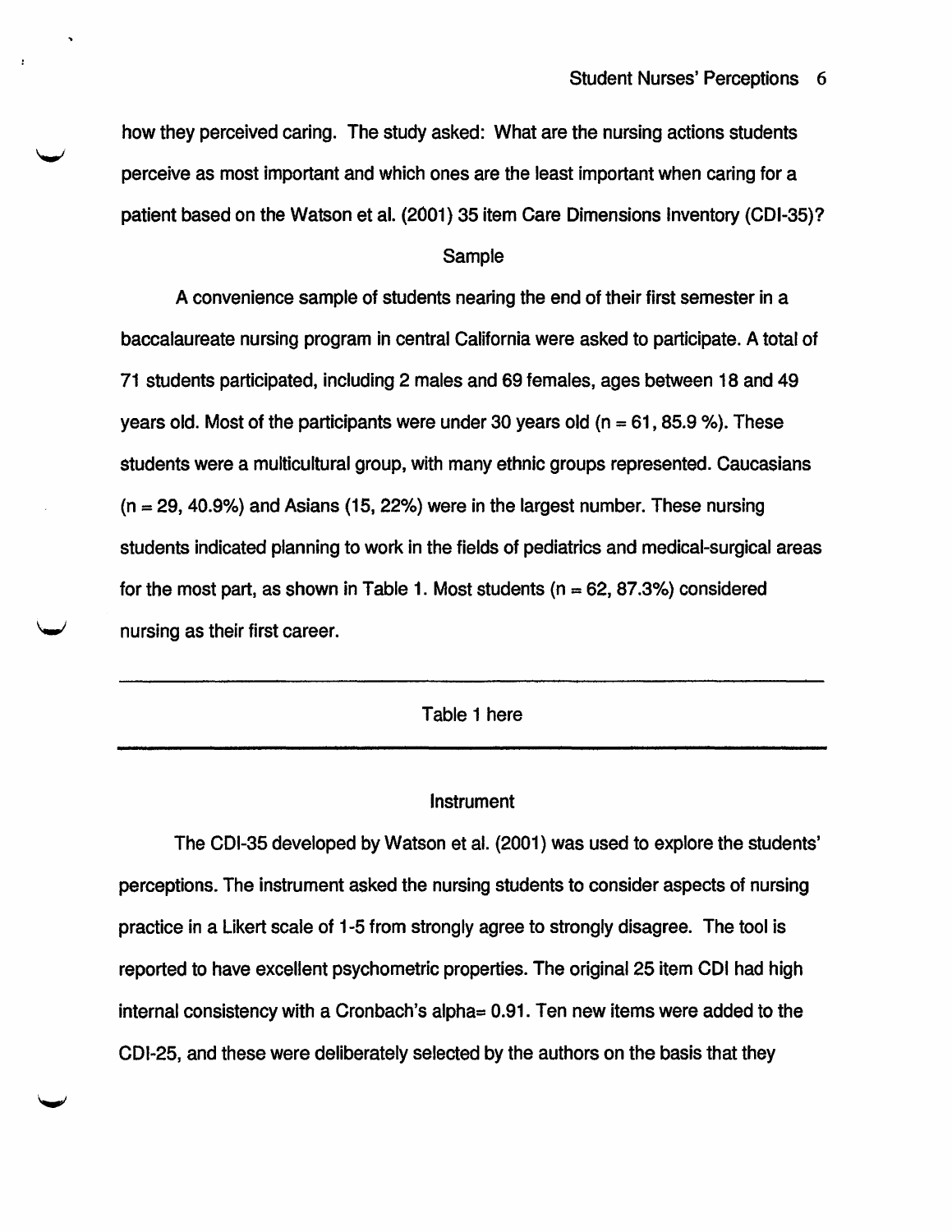how they perceived caring. The study asked: What are the nursing actions students perceive as most important and which ones are the least important when caring for a patient based on the Watson et al. (2001) 35 item Care Dimensions Inventory (CDI-35)?

## Sample

A convenience sample of students nearing the end of their first semester in a baccalaureate nursing program in central California were asked to participate. A total of 71 students participated, including 2 males and 69 females, ages between 18 and 49 years old. Most of the participants were under 30 years old (n = 61, 85.9 %). These students were a multicultural group, with many ethnic groups represented. Caucasians (n = 29, 40.9%) and Asians (15, 22%) were in the largest number. These nursing students indicated planning to work in the fields of pediatrics and medical-surgical areas for the most part, as shown in Table 1. Most students (n = 62, 87.3%) considered nursing as their first career.

---

Table 1 here

---

## Instrument

The CDI-35 developed by Watson et al. (2001) was used to explore the students' perceptions. The instrument asked the nursing students to consider aspects of nursing practice in a Likert scale of 1-5 from strongly agree to strongly disagree. The tool is reported to have excellent psychometric properties. The original 25 item CDI had high internal consistency with a Cronbach's alpha= 0.91. Ten new items were added to the CDI-25, and these were deliberately selected by the authors on the basis that they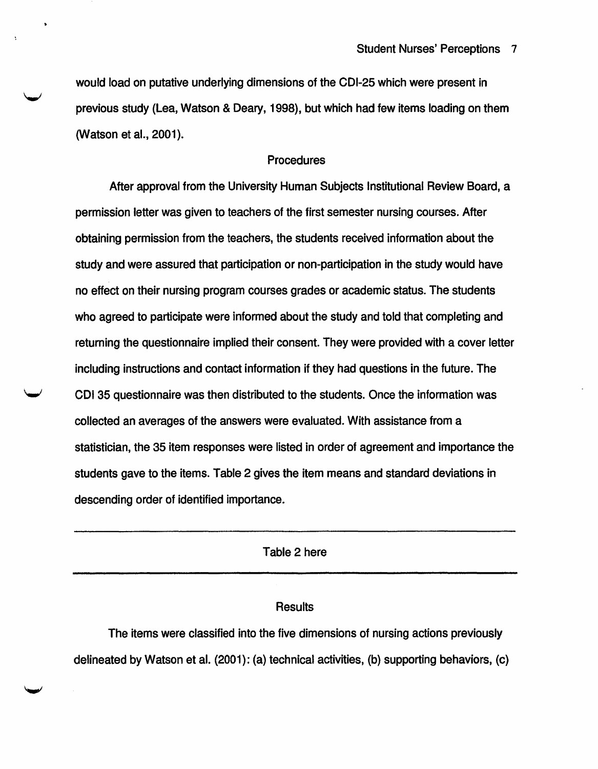would load on putative underlying dimensions of the CDI-25 which were present in previous study (Lea, Watson & Deary, 1998), but which had few items loading on them (Watson et al., 2001).

## Procedures

After approval from the University Human Subjects Institutional Review Board, a permission letter was given to teachers of the first semester nursing courses. After obtaining permission from the teachers, the students received information about the study and were assured that participation or non-participation in the study would have no effect on their nursing program courses grades or academic status. The students who agreed to participate were informed about the study and told that completing and returning the questionnaire implied their consent. They were provided with a cover letter including instructions and contact information if they had questions in the future. The CDI 35 questionnaire was then distributed to the students. Once the information was collected an averages of the answers were evaluated. With assistance from a statistician, the 35 item responses were listed in order of agreement and importance the students gave to the items. Table 2 gives the item means and standard deviations in descending order of identified importance.

---

Table 2 here

---

## Results

The items were classified into the five dimensions of nursing actions previously delineated by Watson et al. (2001): (a) technical activities, (b) supporting behaviors, (c)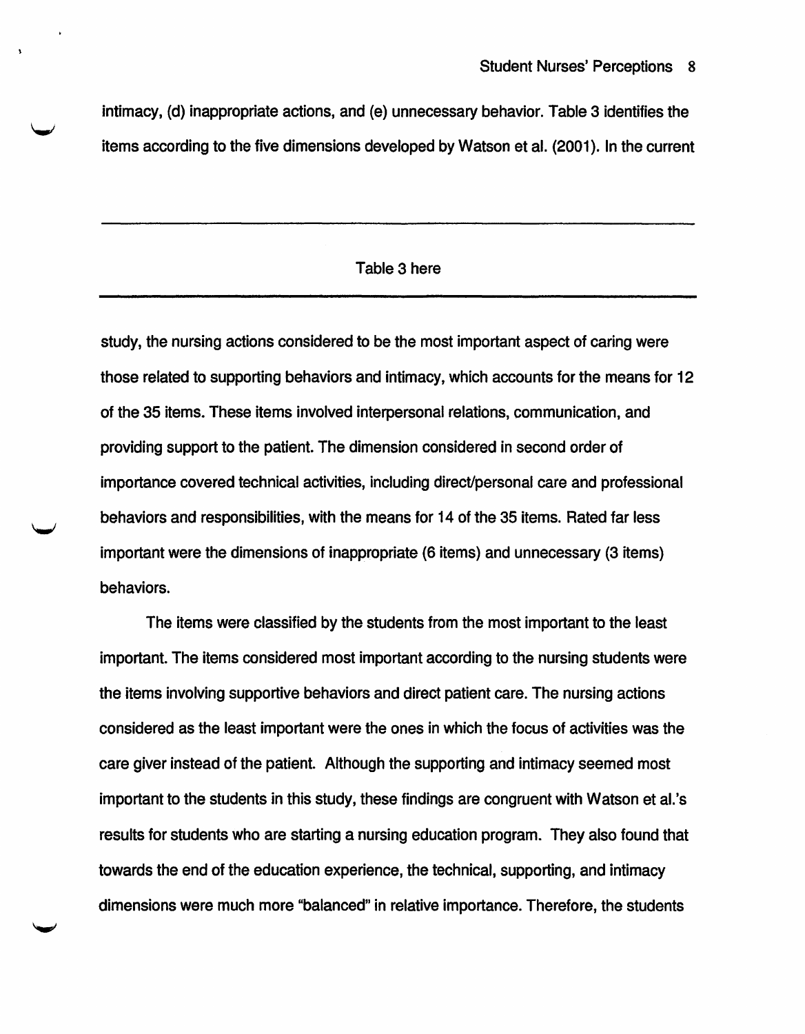intimacy, (d) inappropriate actions, and (e) unnecessary behavior. Table 3 identifies the items according to the five dimensions developed by Watson et al. (2001). In the current

---

Table 3 here

---

study, the nursing actions considered to be the most important aspect of caring were those related to supporting behaviors and intimacy, which accounts for the means for 12 of the 35 items. These items involved interpersonal relations, communication, and providing support to the patient. The dimension considered in second order of importance covered technical activities, including direct/personal care and professional behaviors and responsibilities, with the means for 14 of the 35 items. Rated far less important were the dimensions of inappropriate (6 items) and unnecessary (3 items) behaviors.

The items were classified by the students from the most important to the least important. The items considered most important according to the nursing students were the items involving supportive behaviors and direct patient care. The nursing actions considered as the least important were the ones in which the focus of activities was the care giver instead of the patient. Although the supporting and intimacy seemed most important to the students in this study, these findings are congruent with Watson et al.'s results for students who are starting a nursing education program. They also found that towards the end of the education experience, the technical, supporting, and intimacy dimensions were much more "balanced" in relative importance. Therefore, the students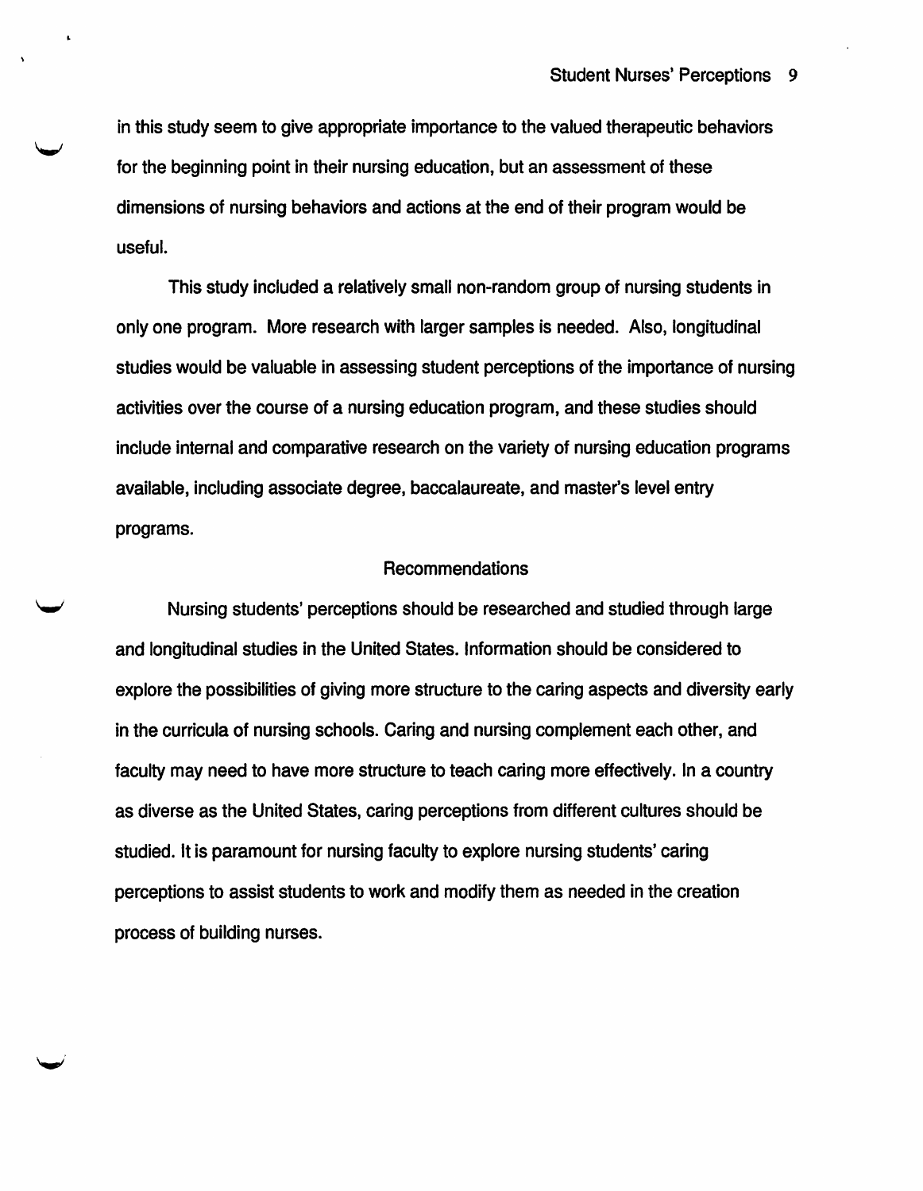in this study seem to give appropriate importance to the valued therapeutic behaviors for the beginning point in their nursing education, but an assessment of these dimensions of nursing behaviors and actions at the end of their program would be useful.

This study included a relatively small non-random group of nursing students in only one program. More research with larger samples is needed. Also, longitudinal studies would be valuable in assessing student perceptions of the importance of nursing activities over the course of a nursing education program, and these studies should include internal and comparative research on the variety of nursing education programs available, including associate degree, baccalaureate, and master's level entry programs.

## Recommendations

Nursing students' perceptions should be researched and studied through large and longitudinal studies in the United States. Information should be considered to explore the possibilities of giving more structure to the caring aspects and diversity early in the curricula of nursing schools. Caring and nursing complement each other, and faculty may need to have more structure to teach caring more effectively. In a country as diverse as the United States, caring perceptions from different cultures should be studied. It is paramount for nursing faculty to explore nursing students' caring perceptions to assist students to work and modify them as needed in the creation process of building nurses.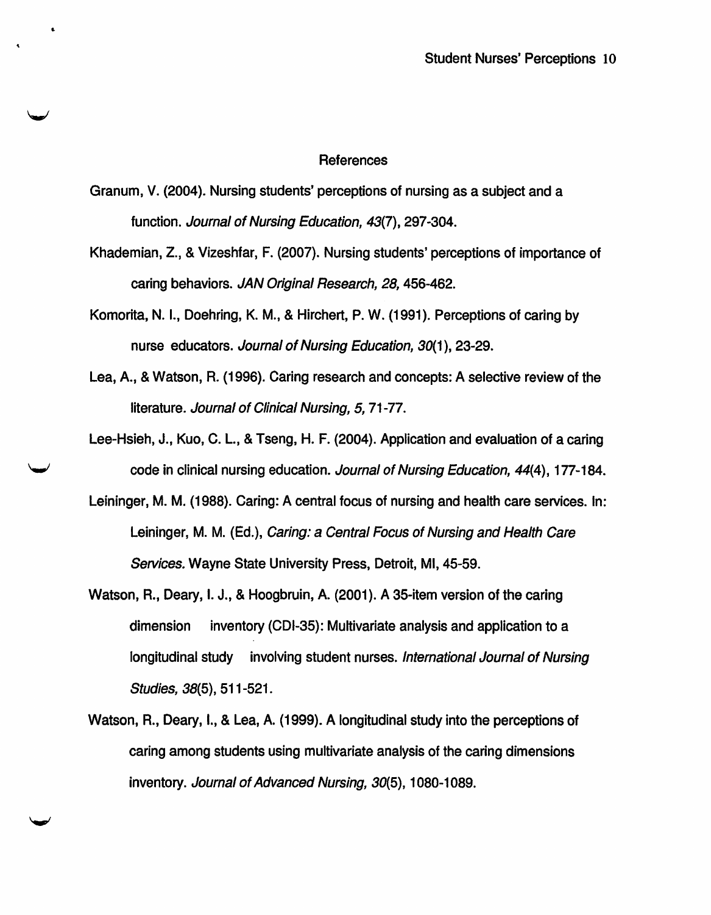# References

Granum, V. (2004). Nursing students' perceptions of nursing as a subject and a function. *Journal of Nursing Education, 43*(7), 297-304.

Khademian, Z., & Vizeshfar, F. (2007). Nursing students' perceptions of importance of caring behaviors. *JAN Original Research, 28,* 456-462.

Komorita, N. I., Doehring, K. M., & Hirchert, P. W. (1991). Perceptions of caring by nurse educators. *Journal of Nursing Education, 30*(1), 23-29.

Lea, A., & Watson, R. (1996). Caring research and concepts: A selective review of the literature. *Journal of Clinical Nursing, 5,* 71-77.

Lee-Hsieh, J., Kuo, C. L., & Tseng, H. F. (2004). Application and evaluation of a caring code in clinical nursing education. *Journal of Nursing Education, 44*(4), 177-184.

Leininger, M. M. (1988). Caring: A central focus of nursing and health care services. In: Leininger, M. M. (Ed.), *Caring: a Central Focus of Nursing and Health Care Services.* Wayne State University Press, Detroit, MI, 45-59.

Watson, R., Deary, I. J., & Hoogbruin, A. (2001). A 35-item version of the caring dimension inventory (CDI-35): Multivariate analysis and application to a longitudinal study involving student nurses. *International Journal of Nursing Studies, 38*(5), 511-521.

Watson, R., Deary, I., & Lea, A. (1999). A longitudinal study into the perceptions of caring among students using multivariate analysis of the caring dimensions inventory. *Journal of Advanced Nursing, 30*(5), 1080-1089.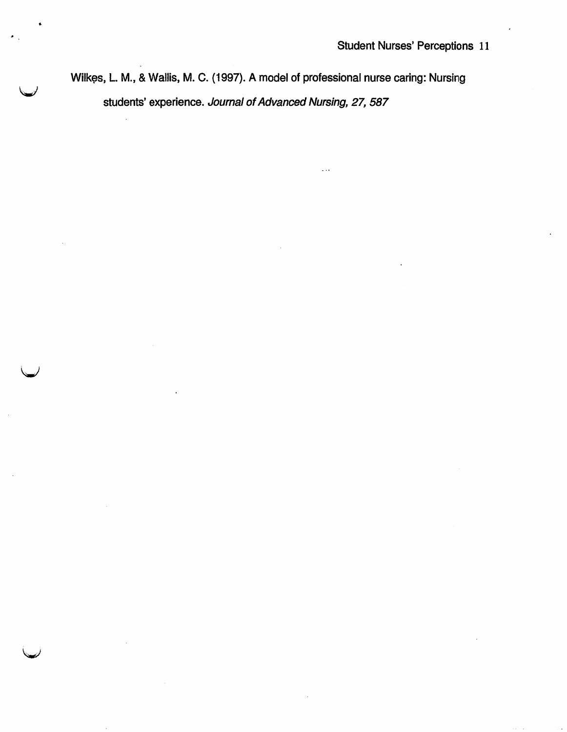Wilkes, L. M., & Wallis, M. C. (1997). A model of professional nurse caring: Nursing students' experience. *Journal of Advanced Nursing, 27, 587*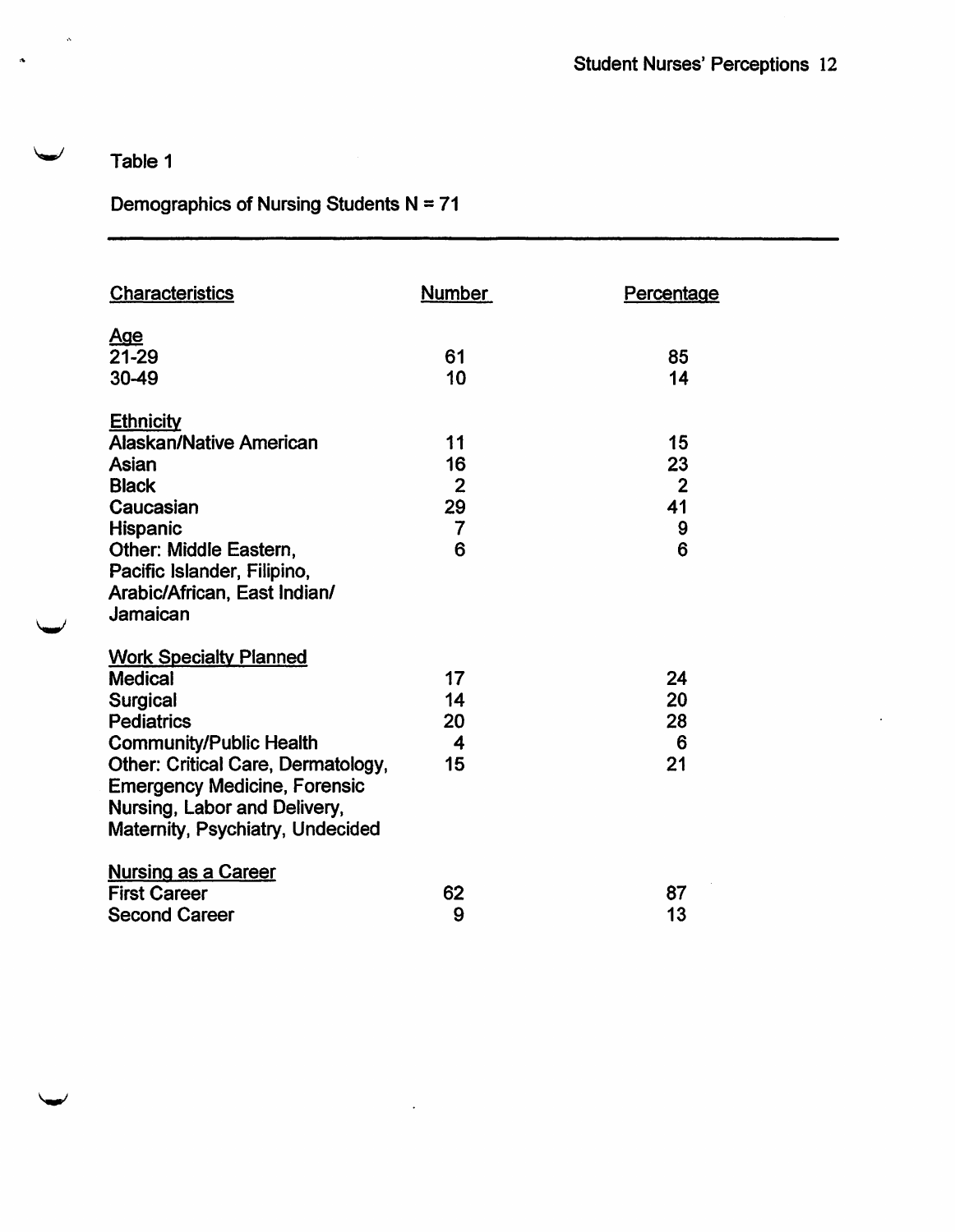Table 1

Demographics of Nursing Students N = 71

| Characteristics | Number | Percentage |
|---|---|---|
| Age | | |
| 21-29 | 61 | 85 |
| 30-49 | 10 | 14 |
| Ethnicity | | |
| Alaskan/Native American | 11 | 15 |
| Asian | 16 | 23 |
| Black | 2 | 2 |
| Caucasian | 29 | 41 |
| Hispanic | 7 | 9 |
| Other: Middle Eastern, Pacific Islander, Filipino, Arabic/African, East Indian/ Jamaican | 6 | 6 |
| Work Specialty Planned | | |
| Medical | 17 | 24 |
| Surgical | 14 | 20 |
| Pediatrics | 20 | 28 |
| Community/Public Health | 4 | 6 |
| Other: Critical Care, Dermatology, Emergency Medicine, Forensic Nursing, Labor and Delivery, Maternity, Psychiatry, Undecided | 15 | 21 |
| Nursing as a Career | | |
| First Career | 62 | 87 |
| Second Career | 9 | 13 |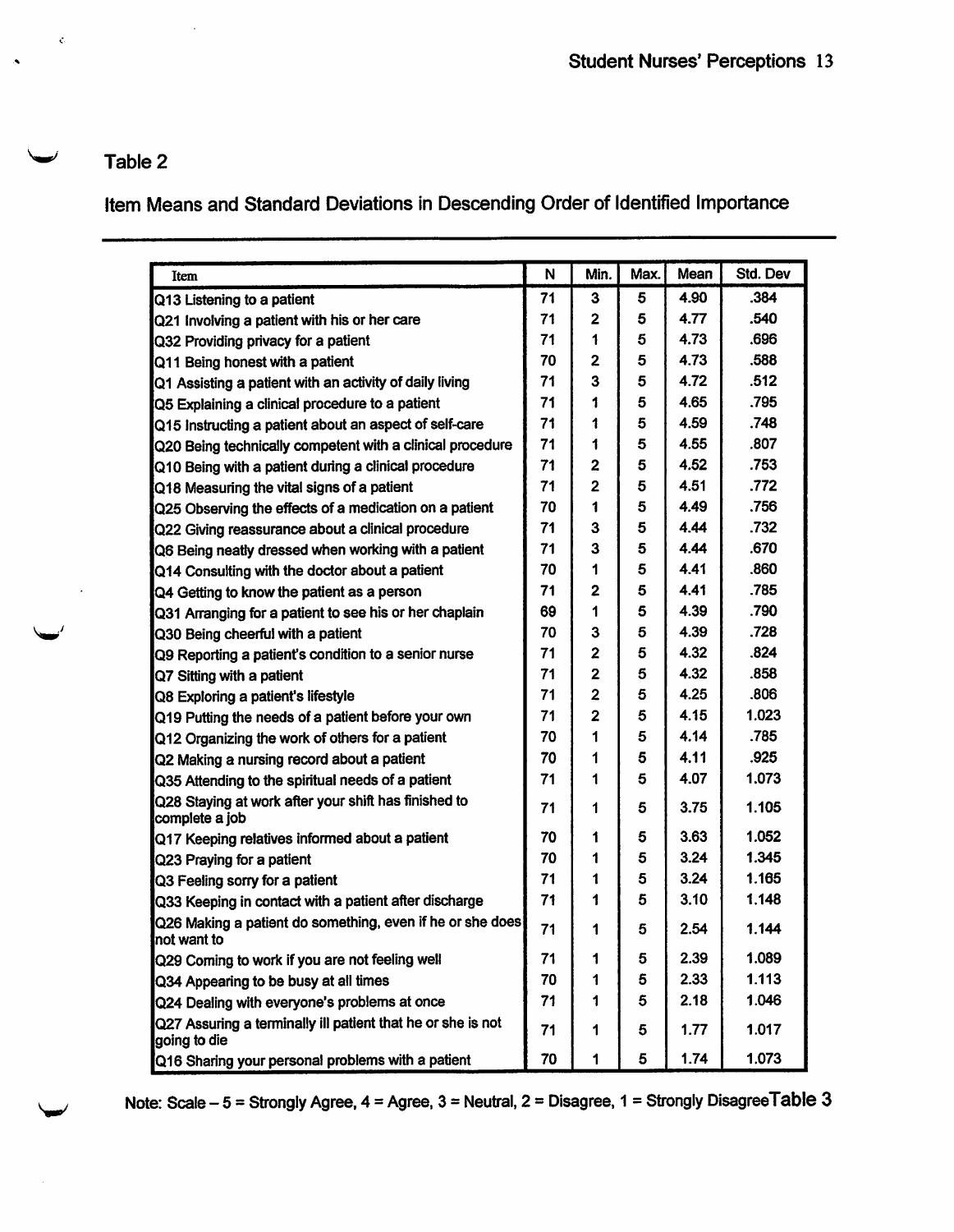## Table 2

### Item Means and Standard Deviations in Descending Order of Identified Importance

| Item | N | Min. | Max. | Mean | Std. Dev |
|---|---|---|---|---|---|
| Q13 Listening to a patient | 71 | 3 | 5 | 4.90 | .384 |
| Q21 Involving a patient with his or her care | 71 | 2 | 5 | 4.77 | .540 |
| Q32 Providing privacy for a patient | 71 | 1 | 5 | 4.73 | .696 |
| Q11 Being honest with a patient | 70 | 2 | 5 | 4.73 | .588 |
| Q1 Assisting a patient with an activity of daily living | 71 | 3 | 5 | 4.72 | .512 |
| Q5 Explaining a clinical procedure to a patient | 71 | 1 | 5 | 4.65 | .795 |
| Q15 Instructing a patient about an aspect of self-care | 71 | 1 | 5 | 4.59 | .748 |
| Q20 Being technically competent with a clinical procedure | 71 | 1 | 5 | 4.55 | .807 |
| Q10 Being with a patient during a clinical procedure | 71 | 2 | 5 | 4.52 | .753 |
| Q18 Measuring the vital signs of a patient | 71 | 2 | 5 | 4.51 | .772 |
| Q25 Observing the effects of a medication on a patient | 70 | 1 | 5 | 4.49 | .756 |
| Q22 Giving reassurance about a clinical procedure | 71 | 3 | 5 | 4.44 | .732 |
| Q6 Being neatly dressed when working with a patient | 71 | 3 | 5 | 4.44 | .670 |
| Q14 Consulting with the doctor about a patient | 70 | 1 | 5 | 4.41 | .860 |
| Q4 Getting to know the patient as a person | 71 | 2 | 5 | 4.41 | .785 |
| Q31 Arranging for a patient to see his or her chaplain | 69 | 1 | 5 | 4.39 | .790 |
| Q30 Being cheerful with a patient | 70 | 3 | 5 | 4.39 | .728 |
| Q9 Reporting a patient's condition to a senior nurse | 71 | 2 | 5 | 4.32 | .824 |
| Q7 Sitting with a patient | 71 | 2 | 5 | 4.32 | .858 |
| Q8 Exploring a patient's lifestyle | 71 | 2 | 5 | 4.25 | .806 |
| Q19 Putting the needs of a patient before your own | 71 | 2 | 5 | 4.15 | 1.023 |
| Q12 Organizing the work of others for a patient | 70 | 1 | 5 | 4.14 | .785 |
| Q2 Making a nursing record about a patient | 70 | 1 | 5 | 4.11 | .925 |
| Q35 Attending to the spiritual needs of a patient | 71 | 1 | 5 | 4.07 | 1.073 |
| Q28 Staying at work after your shift has finished to complete a job | 71 | 1 | 5 | 3.75 | 1.105 |
| Q17 Keeping relatives informed about a patient | 70 | 1 | 5 | 3.63 | 1.052 |
| Q23 Praying for a patient | 70 | 1 | 5 | 3.24 | 1.345 |
| Q3 Feeling sorry for a patient | 71 | 1 | 5 | 3.24 | 1.165 |
| Q33 Keeping in contact with a patient after discharge | 71 | 1 | 5 | 3.10 | 1.148 |
| Q26 Making a patient do something, even if he or she does not want to | 71 | 1 | 5 | 2.54 | 1.144 |
| Q29 Coming to work if you are not feeling well | 71 | 1 | 5 | 2.39 | 1.089 |
| Q34 Appearing to be busy at all times | 70 | 1 | 5 | 2.33 | 1.113 |
| Q24 Dealing with everyone's problems at once | 71 | 1 | 5 | 2.18 | 1.046 |
| Q27 Assuring a terminally ill patient that he or she is not going to die | 71 | 1 | 5 | 1.77 | 1.017 |
| Q16 Sharing your personal problems with a patient | 70 | 1 | 5 | 1.74 | 1.073 |

Note: Scale – 5 = Strongly Agree, 4 = Agree, 3 = Neutral, 2 = Disagree, 1 = Strongly DisagreeTable 3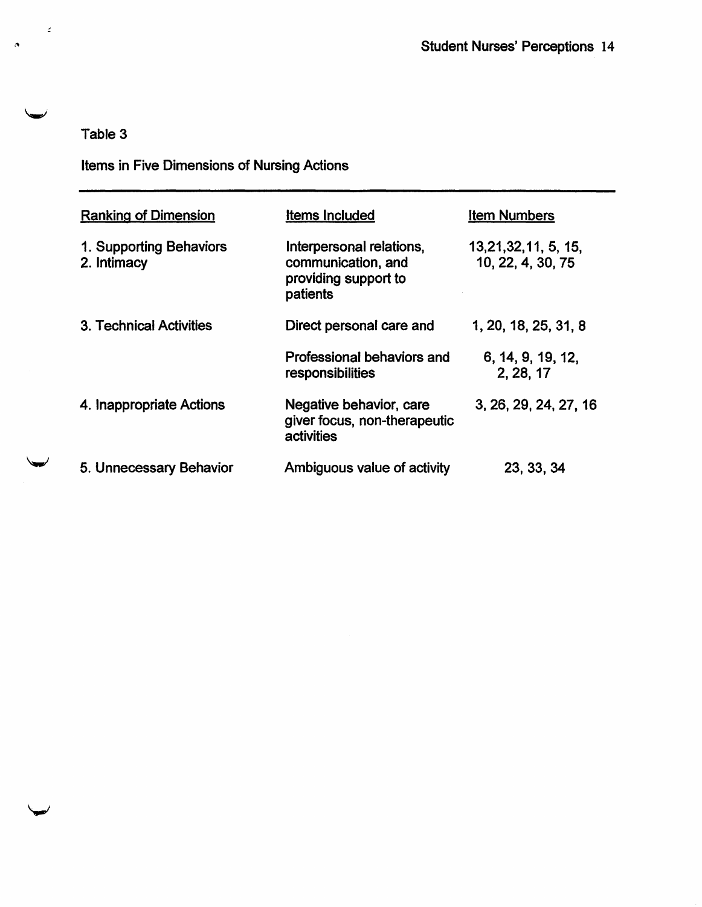Table 3

Items in Five Dimensions of Nursing Actions

| Ranking of Dimension | Items Included | Item Numbers |
|---|---|---|
| 1. Supporting Behaviors<br>2. Intimacy | Interpersonal relations, communication, and providing support to patients | 13,21,32,11, 5, 15, 10, 22, 4, 30, 75 |
| 3. Technical Activities | Direct personal care and | 1, 20, 18, 25, 31, 8 |
| | Professional behaviors and responsibilities | 6, 14, 9, 19, 12, 2, 28, 17 |
| 4. Inappropriate Actions | Negative behavior, care giver focus, non-therapeutic activities | 3, 26, 29, 24, 27, 16 |
| 5. Unnecessary Behavior | Ambiguous value of activity | 23, 33, 34 |